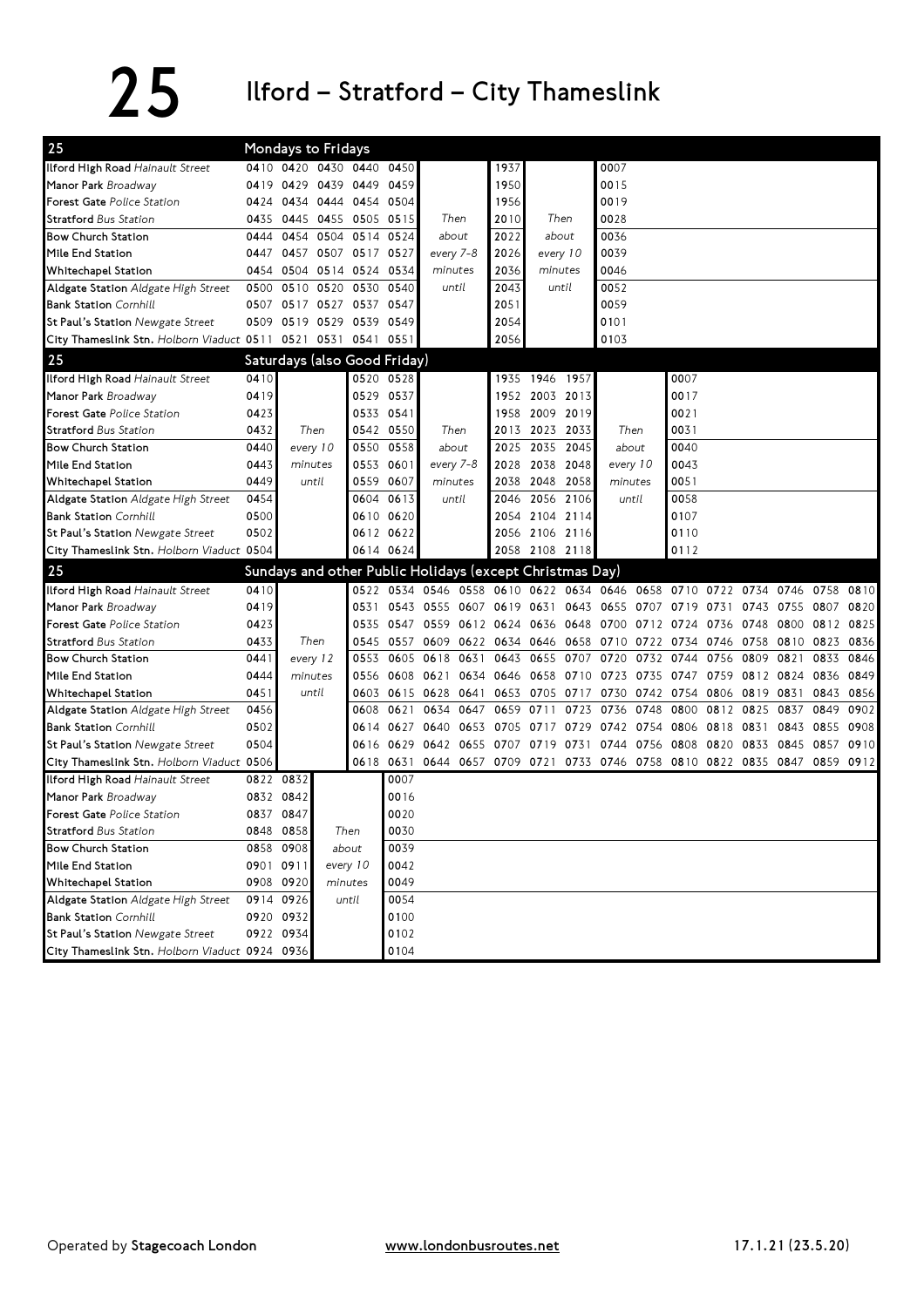# 25 Ilford – Stratford – City Thameslink

## Mondays to Fridays

| 25 | | | | | | | | | |
|---|---|---|---|---|---|---|---|---|---|
| **Ilford High Road** *Hainault Street* | 0410 | 0420 | 0430 | 0440 | 0450 | | 1937 | | 0007 |
| **Manor Park** *Broadway* | 0419 | 0429 | 0439 | 0449 | 0459 | | 1950 | | 0015 |
| **Forest Gate** *Police Station* | 0424 | 0434 | 0444 | 0454 | 0504 | | 1956 | | 0019 |
| **Stratford** *Bus Station* | 0435 | 0445 | 0455 | 0505 | 0515 | Then | 2010 | Then | 0028 |
| **Bow Church Station** | 0444 | 0454 | 0504 | 0514 | 0524 | about | 2022 | about | 0036 |
| **Mile End Station** | 0447 | 0457 | 0507 | 0517 | 0527 | every 7-8 | 2026 | every 10 | 0039 |
| **Whitechapel Station** | 0454 | 0504 | 0514 | 0524 | 0534 | minutes | 2036 | minutes | 0046 |
| **Aldgate Station** *Aldgate High Street* | 0500 | 0510 | 0520 | 0530 | 0540 | until | 2043 | until | 0052 |
| **Bank Station** *Cornhill* | 0507 | 0517 | 0527 | 0537 | 0547 | | 2051 | | 0059 |
| **St Paul's Station** *Newgate Street* | 0509 | 0519 | 0529 | 0539 | 0549 | | 2054 | | 0101 |
| **City Thameslink Stn.** *Holborn Viaduct* | 0511 | 0521 | 0531 | 0541 | 0551 | | 2056 | | 0103 |

## Saturdays (also Good Friday)

| 25 | | | | | | | | | | |
|---|---|---|---|---|---|---|---|---|---|---|
| **Ilford High Road** *Hainault Street* | 0410 | | 0520 | 0528 | | 1935 | 1946 | 1957 | | 0007 |
| **Manor Park** *Broadway* | 0419 | | 0529 | 0537 | | 1952 | 2003 | 2013 | | 0017 |
| **Forest Gate** *Police Station* | 0423 | | 0533 | 0541 | | 1958 | 2009 | 2019 | | 0021 |
| **Stratford** *Bus Station* | 0432 | Then | 0542 | 0550 | Then | 2013 | 2023 | 2033 | Then | 0031 |
| **Bow Church Station** | 0440 | every 10 | 0550 | 0558 | about | 2025 | 2035 | 2045 | about | 0040 |
| **Mile End Station** | 0443 | minutes | 0553 | 0601 | every 7-8 | 2028 | 2038 | 2048 | every 10 | 0043 |
| **Whitechapel Station** | 0449 | until | 0559 | 0607 | minutes | 2038 | 2048 | 2058 | minutes | 0051 |
| **Aldgate Station** *Aldgate High Street* | 0454 | | 0604 | 0613 | until | 2046 | 2056 | 2106 | until | 0058 |
| **Bank Station** *Cornhill* | 0500 | | 0610 | 0620 | | 2054 | 2104 | 2114 | | 0107 |
| **St Paul's Station** *Newgate Street* | 0502 | | 0612 | 0622 | | 2056 | 2106 | 2116 | | 0110 |
| **City Thameslink Stn.** *Holborn Viaduct* | 0504 | | 0614 | 0624 | | 2058 | 2108 | 2118 | | 0112 |

## Sundays and other Public Holidays (except Christmas Day)

| 25 | | | | | | | | | | | | | | | | | | |
|---|---|---|---|---|---|---|---|---|---|---|---|---|---|---|---|---|---|---|
| **Ilford High Road** *Hainault Street* | 0410 | | 0522 | 0534 | 0546 | 0558 | 0610 | 0622 | 0634 | 0646 | 0658 | 0710 | 0722 | 0734 | 0746 | 0758 | 0810 |
| **Manor Park** *Broadway* | 0419 | | 0531 | 0543 | 0555 | 0607 | 0619 | 0631 | 0643 | 0655 | 0707 | 0719 | 0731 | 0743 | 0755 | 0807 | 0820 |
| **Forest Gate** *Police Station* | 0423 | | 0535 | 0547 | 0559 | 0612 | 0624 | 0636 | 0648 | 0700 | 0712 | 0724 | 0736 | 0748 | 0800 | 0812 | 0825 |
| **Stratford** *Bus Station* | 0433 | Then | 0545 | 0557 | 0609 | 0622 | 0634 | 0646 | 0658 | 0710 | 0722 | 0734 | 0746 | 0758 | 0810 | 0823 | 0836 |
| **Bow Church Station** | 0441 | every 12 | 0553 | 0605 | 0618 | 0631 | 0643 | 0655 | 0707 | 0720 | 0732 | 0744 | 0756 | 0809 | 0821 | 0833 | 0846 |
| **Mile End Station** | 0444 | minutes | 0556 | 0608 | 0621 | 0634 | 0646 | 0658 | 0710 | 0723 | 0735 | 0747 | 0759 | 0812 | 0824 | 0836 | 0849 |
| **Whitechapel Station** | 0451 | until | 0603 | 0615 | 0628 | 0641 | 0653 | 0705 | 0717 | 0730 | 0742 | 0754 | 0806 | 0819 | 0831 | 0843 | 0856 |
| **Aldgate Station** *Aldgate High Street* | 0456 | | 0608 | 0621 | 0634 | 0647 | 0659 | 0711 | 0723 | 0736 | 0748 | 0800 | 0812 | 0825 | 0837 | 0849 | 0902 |
| **Bank Station** *Cornhill* | 0502 | | 0614 | 0627 | 0640 | 0653 | 0705 | 0717 | 0729 | 0742 | 0754 | 0806 | 0818 | 0831 | 0843 | 0855 | 0908 |
| **St Paul's Station** *Newgate Street* | 0504 | | 0616 | 0629 | 0642 | 0655 | 0707 | 0719 | 0731 | 0744 | 0756 | 0808 | 0820 | 0833 | 0845 | 0857 | 0910 |
| **City Thameslink Stn.** *Holborn Viaduct* | 0506 | | 0618 | 0631 | 0644 | 0657 | 0709 | 0721 | 0733 | 0746 | 0758 | 0810 | 0822 | 0835 | 0847 | 0859 | 0912 |

| 25 | | | | |
|---|---|---|---|---|
| **Ilford High Road** *Hainault Street* | 0822 | 0832 | | 0007 |
| **Manor Park** *Broadway* | 0832 | 0842 | | 0016 |
| **Forest Gate** *Police Station* | 0837 | 0847 | | 0020 |
| **Stratford** *Bus Station* | 0848 | 0858 | Then | 0030 |
| **Bow Church Station** | 0858 | 0908 | about | 0039 |
| **Mile End Station** | 0901 | 0911 | every 10 | 0042 |
| **Whitechapel Station** | 0908 | 0920 | minutes | 0049 |
| **Aldgate Station** *Aldgate High Street* | 0914 | 0926 | until | 0054 |
| **Bank Station** *Cornhill* | 0920 | 0932 | | 0100 |
| **St Paul's Station** *Newgate Street* | 0922 | 0934 | | 0102 |
| **City Thameslink Stn.** *Holborn Viaduct* | 0924 | 0936 | | 0104 |

Operated by **Stagecoach London** www.londonbusroutes.net 17.1.21 (23.5.20)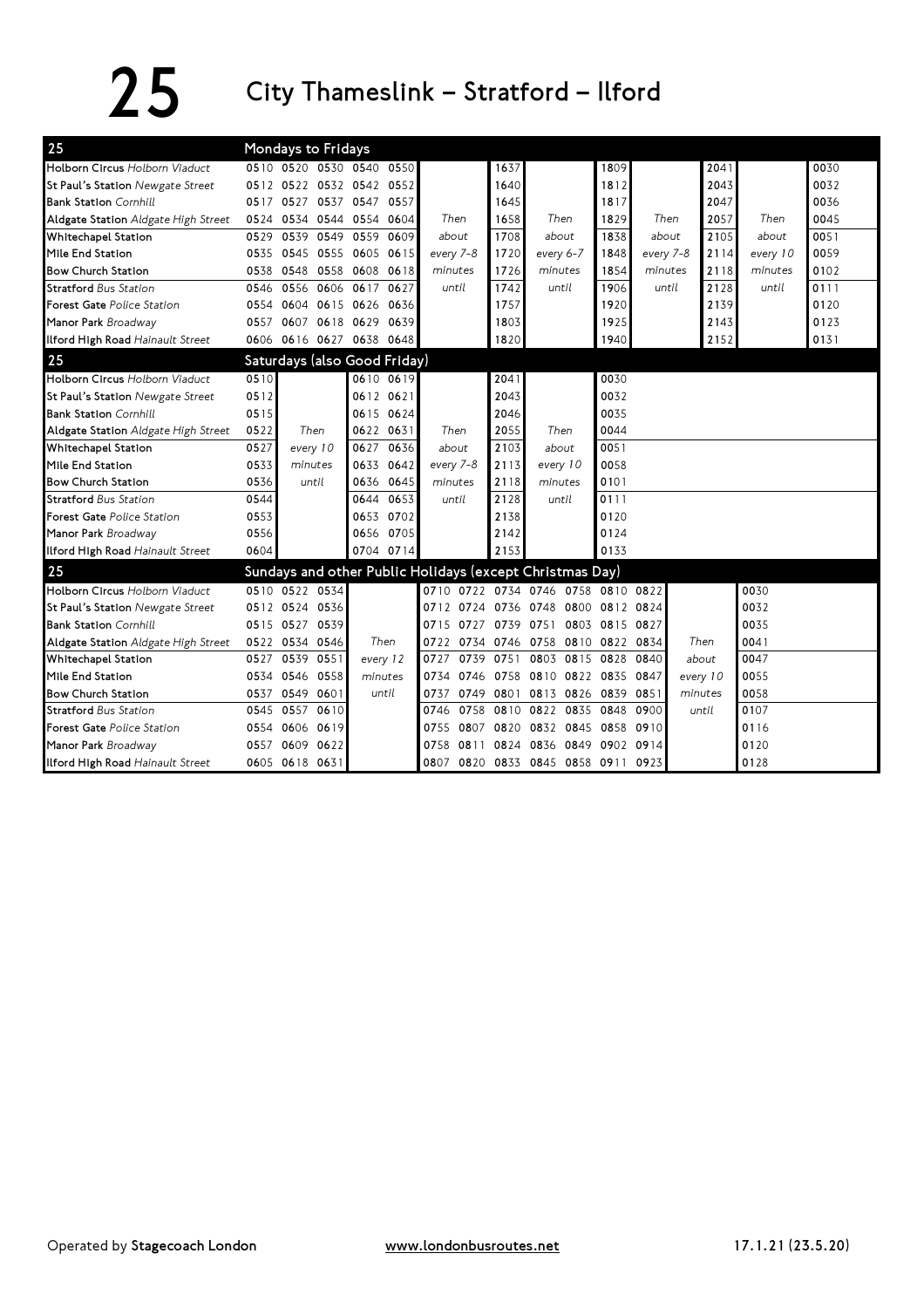# 25 City Thameslink – Stratford – Ilford

## Mondays to Fridays

| 25 | | | | | | | | | | | | | | | |
|---|---|---|---|---|---|---|---|---|---|---|---|---|---|---|---|
| Holborn Circus *Holborn Viaduct* | 0510 | 0520 | 0530 | 0540 | 0550 | | 1637 | | 1809 | | 2041 | | 0030 |
| St Paul's Station *Newgate Street* | 0512 | 0522 | 0532 | 0542 | 0552 | | 1640 | | 1812 | | 2043 | | 0032 |
| Bank Station *Cornhill* | 0517 | 0527 | 0537 | 0547 | 0557 | | 1645 | | 1817 | | 2047 | | 0036 |
| Aldgate Station *Aldgate High Street* | 0524 | 0534 | 0544 | 0554 | 0604 | Then | 1658 | Then | 1829 | Then | 2057 | Then | 0045 |
| Whitechapel Station | 0529 | 0539 | 0549 | 0559 | 0609 | about | 1708 | about | 1838 | about | 2105 | about | 0051 |
| Mile End Station | 0535 | 0545 | 0555 | 0605 | 0615 | every 7-8 | 1720 | every 6-7 | 1848 | every 7-8 | 2114 | every 10 | 0059 |
| Bow Church Station | 0538 | 0548 | 0558 | 0608 | 0618 | minutes | 1726 | minutes | 1854 | minutes | 2118 | minutes | 0102 |
| Stratford *Bus Station* | 0546 | 0556 | 0606 | 0617 | 0627 | until | 1742 | until | 1906 | until | 2128 | until | 0111 |
| Forest Gate *Police Station* | 0554 | 0604 | 0615 | 0626 | 0636 | | 1757 | | 1920 | | 2139 | | 0120 |
| Manor Park *Broadway* | 0557 | 0607 | 0618 | 0629 | 0639 | | 1803 | | 1925 | | 2143 | | 0123 |
| Ilford High Road *Hainault Street* | 0606 | 0616 | 0627 | 0638 | 0648 | | 1820 | | 1940 | | 2152 | | 0131 |

## Saturdays (also Good Friday)

| 25 | | | | | | | | | |
|---|---|---|---|---|---|---|---|---|---|
| Holborn Circus *Holborn Viaduct* | 0510 | | 0610 | 0619 | | 2041 | | 0030 |
| St Paul's Station *Newgate Street* | 0512 | | 0612 | 0621 | | 2043 | | 0032 |
| Bank Station *Cornhill* | 0515 | | 0615 | 0624 | | 2046 | | 0035 |
| Aldgate Station *Aldgate High Street* | 0522 | Then | 0622 | 0631 | Then | 2055 | Then | 0044 |
| Whitechapel Station | 0527 | every 10 | 0627 | 0636 | about | 2103 | about | 0051 |
| Mile End Station | 0533 | minutes | 0633 | 0642 | every 7-8 | 2113 | every 10 | 0058 |
| Bow Church Station | 0536 | until | 0636 | 0645 | minutes | 2118 | minutes | 0101 |
| Stratford *Bus Station* | 0544 | | 0644 | 0653 | until | 2128 | until | 0111 |
| Forest Gate *Police Station* | 0553 | | 0653 | 0702 | | 2138 | | 0120 |
| Manor Park *Broadway* | 0556 | | 0656 | 0705 | | 2142 | | 0124 |
| Ilford High Road *Hainault Street* | 0604 | | 0704 | 0714 | | 2153 | | 0133 |

## Sundays and other Public Holidays (except Christmas Day)

| 25 | | | | | | | | | | | | | |
|---|---|---|---|---|---|---|---|---|---|---|---|---|---|
| Holborn Circus *Holborn Viaduct* | 0510 | 0522 | 0534 | | 0710 | 0722 | 0734 | 0746 | 0758 | 0810 | 0822 | | 0030 |
| St Paul's Station *Newgate Street* | 0512 | 0524 | 0536 | | 0712 | 0724 | 0736 | 0748 | 0800 | 0812 | 0824 | | 0032 |
| Bank Station *Cornhill* | 0515 | 0527 | 0539 | | 0715 | 0727 | 0739 | 0751 | 0803 | 0815 | 0827 | | 0035 |
| Aldgate Station *Aldgate High Street* | 0522 | 0534 | 0546 | Then | 0722 | 0734 | 0746 | 0758 | 0810 | 0822 | 0834 | Then | 0041 |
| Whitechapel Station | 0527 | 0539 | 0551 | every 12 | 0727 | 0739 | 0751 | 0803 | 0815 | 0828 | 0840 | about | 0047 |
| Mile End Station | 0534 | 0546 | 0558 | minutes | 0734 | 0746 | 0758 | 0810 | 0822 | 0835 | 0847 | every 10 | 0055 |
| Bow Church Station | 0537 | 0549 | 0601 | until | 0737 | 0749 | 0801 | 0813 | 0826 | 0839 | 0851 | minutes | 0058 |
| Stratford *Bus Station* | 0545 | 0557 | 0610 | | 0746 | 0758 | 0810 | 0822 | 0835 | 0848 | 0900 | until | 0107 |
| Forest Gate *Police Station* | 0554 | 0606 | 0619 | | 0755 | 0807 | 0820 | 0832 | 0845 | 0858 | 0910 | | 0116 |
| Manor Park *Broadway* | 0557 | 0609 | 0622 | | 0758 | 0811 | 0824 | 0836 | 0849 | 0902 | 0914 | | 0120 |
| Ilford High Road *Hainault Street* | 0605 | 0618 | 0631 | | 0807 | 0820 | 0833 | 0845 | 0858 | 0911 | 0923 | | 0128 |

Operated by **Stagecoach London** www.londonbusroutes.net 17.1.21 (23.5.20)